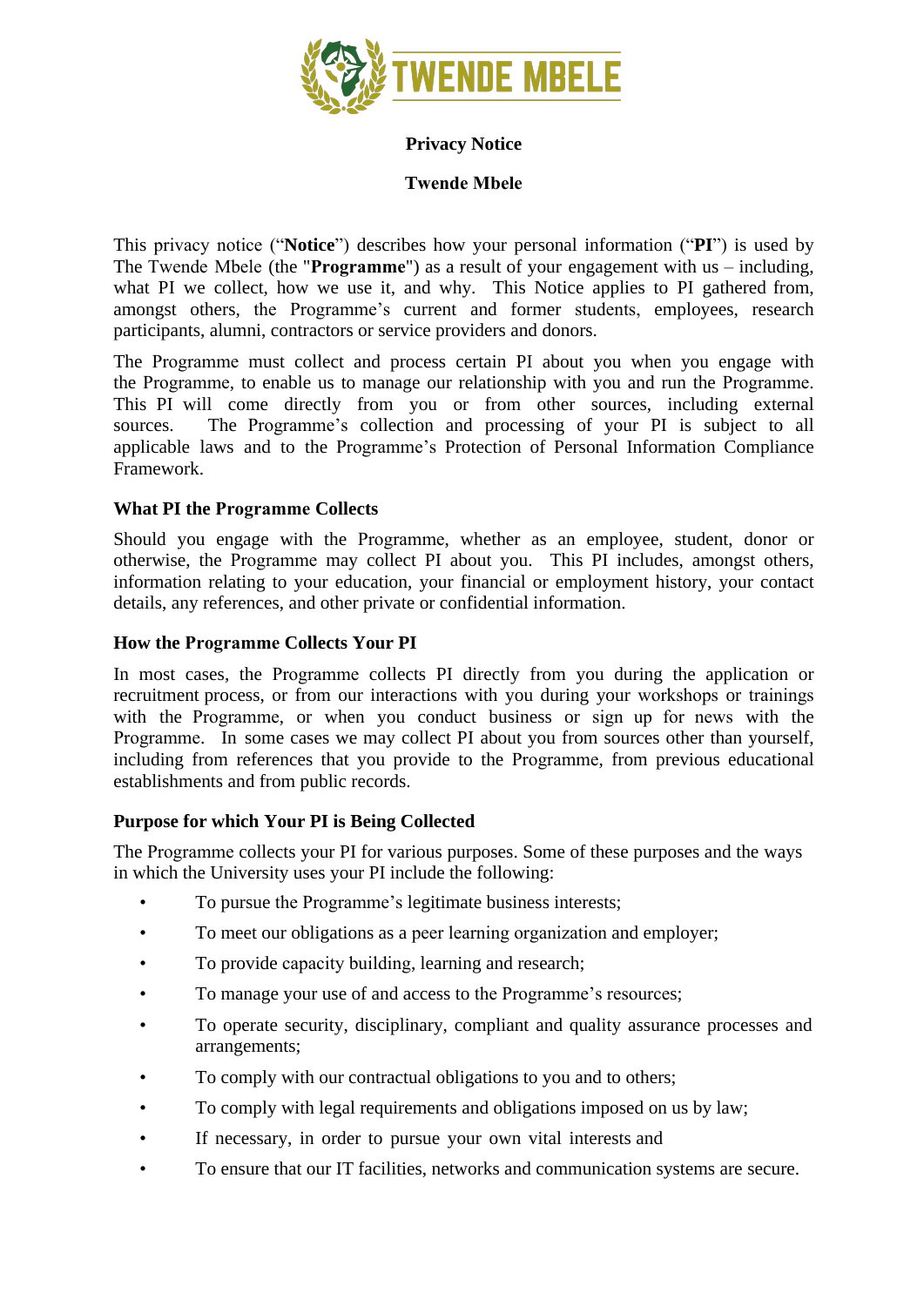**Privacy Notice**

**Twende Mbele**

This privacy notice ("**Notice**") describes how your personal information ("**PI**") is used by The Twende Mbele (the "**Programme**") as a result of your engagement with us – including, what PI we collect, how we use it, and why. This Notice applies to PI gathered from, amongst others, the Programme's current and former students, employees, research participants, alumni, contractors or service providers and donors.

The Programme must collect and process certain PI about you when you engage with the Programme, to enable us to manage our relationship with you and run the Programme. This PI will come directly from you or from other sources, including external sources. The Programme's collection and processing of your PI is subject to all applicable laws and to the Programme's Protection of Personal Information Compliance Framework.

### What PI the Programme Collects

Should you engage with the Programme, whether as an employee, student, donor or otherwise, the Programme may collect PI about you. This PI includes, amongst others, information relating to your education, your financial or employment history, your contact details, any references, and other private or confidential information.

### How the Programme Collects Your PI

In most cases, the Programme collects PI directly from you during the application or recruitment process, or from our interactions with you during your workshops or trainings with the Programme, or when you conduct business or sign up for news with the Programme. In some cases we may collect PI about you from sources other than yourself, including from references that you provide to the Programme, from previous educational establishments and from public records.

### Purpose for which Your PI is Being Collected

The Programme collects your PI for various purposes. Some of these purposes and the ways in which the University uses your PI include the following:

- To pursue the Programme's legitimate business interests;
- To meet our obligations as a peer learning organization and employer;
- To provide capacity building, learning and research;
- To manage your use of and access to the Programme's resources;
- To operate security, disciplinary, compliant and quality assurance processes and arrangements;
- To comply with our contractual obligations to you and to others;
- To comply with legal requirements and obligations imposed on us by law;
- If necessary, in order to pursue your own vital interests and
- To ensure that our IT facilities, networks and communication systems are secure.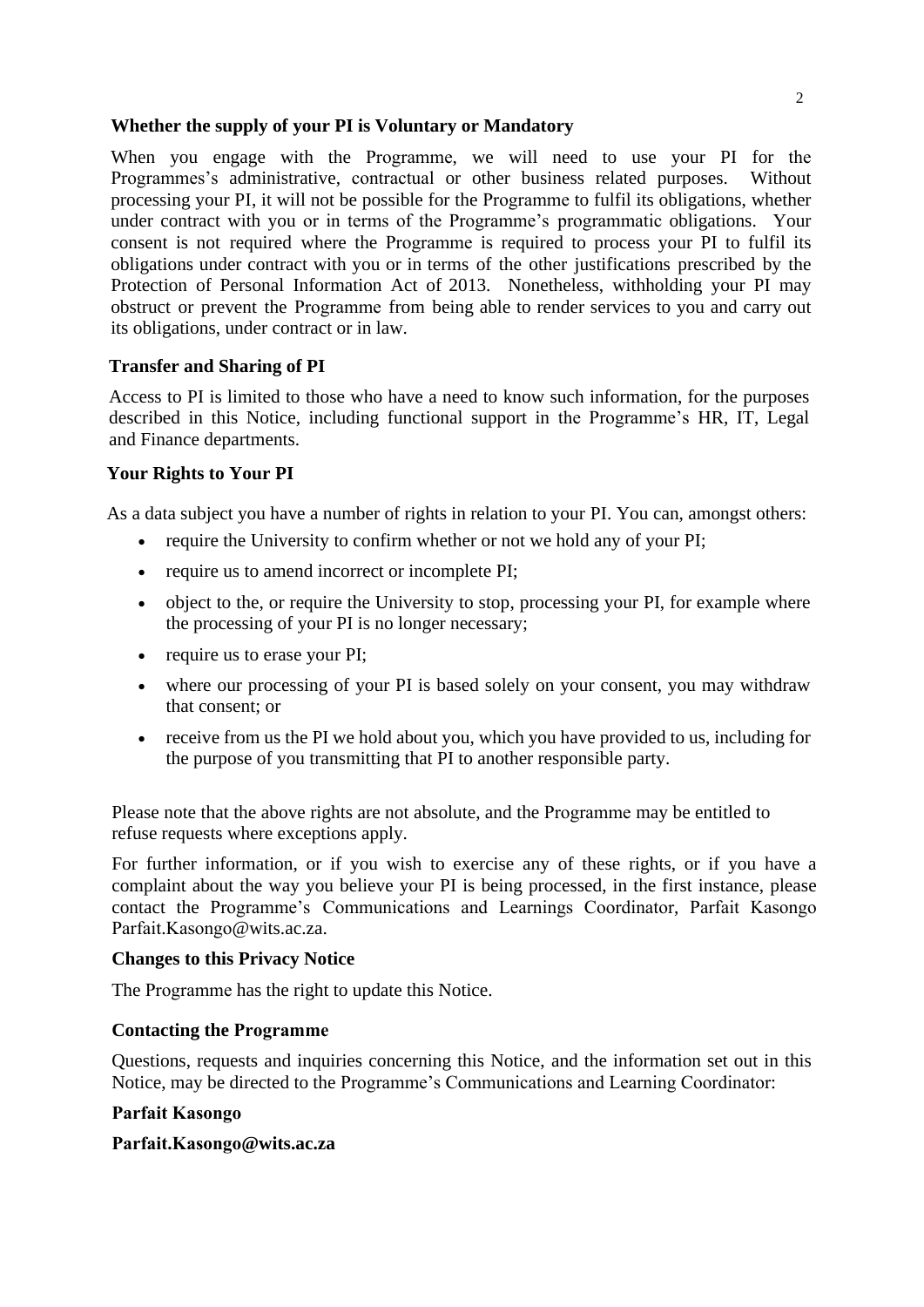**Whether the supply of your PI is Voluntary or Mandatory**

When you engage with the Programme, we will need to use your PI for the Programmes's administrative, contractual or other business related purposes. Without processing your PI, it will not be possible for the Programme to fulfil its obligations, whether under contract with you or in terms of the Programme's programmatic obligations. Your consent is not required where the Programme is required to process your PI to fulfil its obligations under contract with you or in terms of the other justifications prescribed by the Protection of Personal Information Act of 2013. Nonetheless, withholding your PI may obstruct or prevent the Programme from being able to render services to you and carry out its obligations, under contract or in law.

**Transfer and Sharing of PI**

Access to PI is limited to those who have a need to know such information, for the purposes described in this Notice, including functional support in the Programme's HR, IT, Legal and Finance departments.

**Your Rights to Your PI**

As a data subject you have a number of rights in relation to your PI. You can, amongst others:

- require the University to confirm whether or not we hold any of your PI;
- require us to amend incorrect or incomplete PI;
- object to the, or require the University to stop, processing your PI, for example where the processing of your PI is no longer necessary;
- require us to erase your PI;
- where our processing of your PI is based solely on your consent, you may withdraw that consent; or
- receive from us the PI we hold about you, which you have provided to us, including for the purpose of you transmitting that PI to another responsible party.

Please note that the above rights are not absolute, and the Programme may be entitled to refuse requests where exceptions apply.

For further information, or if you wish to exercise any of these rights, or if you have a complaint about the way you believe your PI is being processed, in the first instance, please contact the Programme's Communications and Learnings Coordinator, Parfait Kasongo Parfait.Kasongo@wits.ac.za.

**Changes to this Privacy Notice**

The Programme has the right to update this Notice.

**Contacting the Programme**

Questions, requests and inquiries concerning this Notice, and the information set out in this Notice, may be directed to the Programme's Communications and Learning Coordinator:

**Parfait Kasongo**

**Parfait.Kasongo@wits.ac.za**